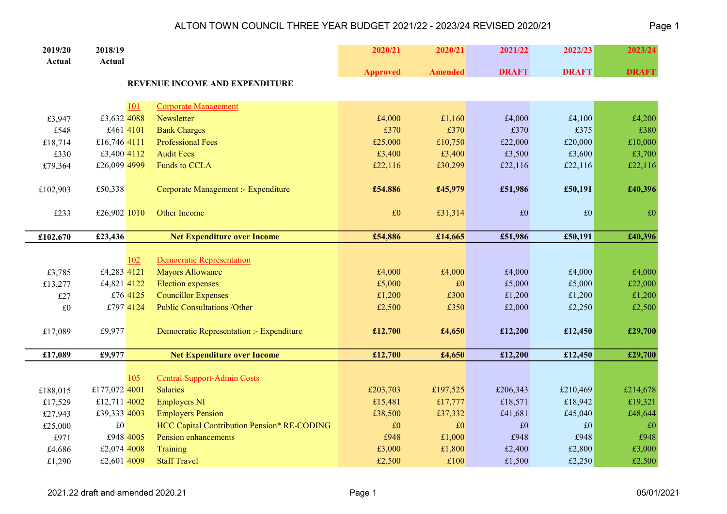# ALTON TOWN COUNCIL THREE YEAR BUDGET 2021/22 - 2023/24 REVISED 2020/21

| 2019/20 Actual | 2018/19 Actual | | | 2020/21 Approved | 2020/21 Amended | 2021/22 DRAFT | 2022/23 DRAFT | 2023/24 DRAFT |
|---|---|---|---|---|---|---|---|---|
| | | | **REVENUE INCOME AND EXPENDITURE** | | | | | |
| | | 101 | Corporate Management | | | | | |
| £3,947 | £3,632 | 4088 | Newsletter | £4,000 | £1,160 | £4,000 | £4,100 | £4,200 |
| £548 | £461 | 4101 | Bank Charges | £370 | £370 | £370 | £375 | £380 |
| £18,714 | £16,746 | 4111 | Professional Fees | £25,000 | £10,750 | £22,000 | £20,000 | £10,000 |
| £330 | £3,400 | 4112 | Audit Fees | £3,400 | £3,400 | £3,500 | £3,600 | £3,700 |
| £79,364 | £26,099 | 4999 | Funds to CCLA | £22,116 | £30,299 | £22,116 | £22,116 | £22,116 |
| £102,903 | £50,338 | | Corporate Management :- Expenditure | **£54,886** | **£45,979** | **£51,986** | **£50,191** | **£40,396** |
| £233 | £26,902 | 1010 | Other Income | £0 | £31,314 | £0 | £0 | £0 |
| **£102,670** | **£23,436** | | **Net Expenditure over Income** | **£54,886** | **£14,665** | **£51,986** | **£50,191** | **£40,396** |
| | | 102 | Democratic Representation | | | | | |
| £3,785 | £4,283 | 4121 | Mayors Allowance | £4,000 | £4,000 | £4,000 | £4,000 | £4,000 |
| £13,277 | £4,821 | 4122 | Election expenses | £5,000 | £0 | £5,000 | £5,000 | £22,000 |
| £27 | £76 | 4125 | Councillor Expenses | £1,200 | £300 | £1,200 | £1,200 | £1,200 |
| £0 | £797 | 4124 | Public Consultations /Other | £2,500 | £350 | £2,000 | £2,250 | £2,500 |
| £17,089 | £9,977 | | Democratic Representation :- Expenditure | **£12,700** | **£4,650** | **£12,200** | **£12,450** | **£29,700** |
| **£17,089** | **£9,977** | | **Net Expenditure over Income** | **£12,700** | **£4,650** | **£12,200** | **£12,450** | **£29,700** |
| | | 105 | Central Support-Admin Costs | | | | | |
| £188,015 | £177,072 | 4001 | Salaries | £203,703 | £197,525 | £206,343 | £210,469 | £214,678 |
| £17,529 | £12,711 | 4002 | Employers NI | £15,481 | £17,777 | £18,571 | £18,942 | £19,321 |
| £27,943 | £39,333 | 4003 | Employers Pension | £38,500 | £37,332 | £41,681 | £45,040 | £48,644 |
| £25,000 | £0 | | HCC Capital Contribution Pension* RE-CODING | £0 | £0 | £0 | £0 | £0 |
| £971 | £948 | 4005 | Pension enhancements | £948 | £1,000 | £948 | £948 | £948 |
| £4,686 | £2,074 | 4008 | Training | £3,000 | £1,800 | £2,400 | £2,800 | £3,000 |
| £1,290 | £2,601 | 4009 | Staff Travel | £2,500 | £100 | £1,500 | £2,250 | £2,500 |

2021.22 draft and amended 2020.21 — 05/01/2021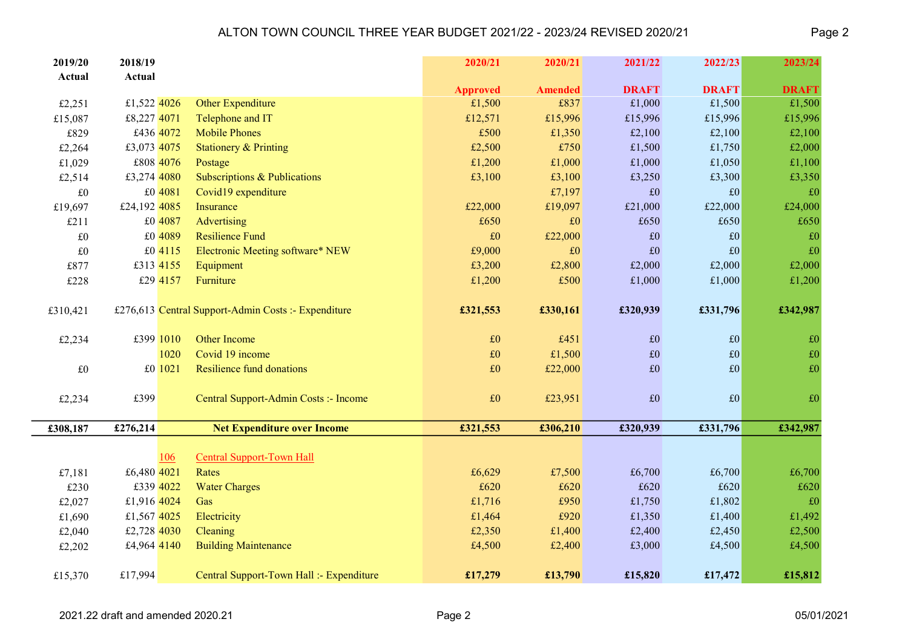# ALTON TOWN COUNCIL THREE YEAR BUDGET 2021/22 - 2023/24 REVISED 2020/21

| 2019/20 Actual | 2018/19 Actual | | | 2020/21 Approved | 2020/21 Amended | 2021/22 DRAFT | 2022/23 DRAFT | 2023/24 DRAFT |
|---|---|---|---|---|---|---|---|---|
| £2,251 | £1,522 | 4026 | Other Expenditure | £1,500 | £837 | £1,000 | £1,500 | £1,500 |
| £15,087 | £8,227 | 4071 | Telephone and IT | £12,571 | £15,996 | £15,996 | £15,996 | £15,996 |
| £829 | £436 | 4072 | Mobile Phones | £500 | £1,350 | £2,100 | £2,100 | £2,100 |
| £2,264 | £3,073 | 4075 | Stationery & Printing | £2,500 | £750 | £1,500 | £1,750 | £2,000 |
| £1,029 | £808 | 4076 | Postage | £1,200 | £1,000 | £1,000 | £1,050 | £1,100 |
| £2,514 | £3,274 | 4080 | Subscriptions & Publications | £3,100 | £3,100 | £3,250 | £3,300 | £3,350 |
| £0 | £0 | 4081 | Covid19 expenditure | | £7,197 | £0 | £0 | £0 |
| £19,697 | £24,192 | 4085 | Insurance | £22,000 | £19,097 | £21,000 | £22,000 | £24,000 |
| £211 | £0 | 4087 | Advertising | £650 | £0 | £650 | £650 | £650 |
| £0 | £0 | 4089 | Resilience Fund | £0 | £22,000 | £0 | £0 | £0 |
| £0 | £0 | 4115 | Electronic Meeting software* NEW | £9,000 | £0 | £0 | £0 | £0 |
| £877 | £313 | 4155 | Equipment | £3,200 | £2,800 | £2,000 | £2,000 | £2,000 |
| £228 | £29 | 4157 | Furniture | £1,200 | £500 | £1,000 | £1,000 | £1,200 |
| £310,421 | £276,613 | | Central Support-Admin Costs :- Expenditure | **£321,553** | **£330,161** | **£320,939** | **£331,796** | **£342,987** |
| £2,234 | £399 | 1010 | Other Income | £0 | £451 | £0 | £0 | £0 |
| | | 1020 | Covid 19 income | £0 | £1,500 | £0 | £0 | £0 |
| £0 | £0 | 1021 | Resilience fund donations | £0 | £22,000 | £0 | £0 | £0 |
| £2,234 | £399 | | Central Support-Admin Costs :- Income | £0 | £23,951 | £0 | £0 | £0 |
| **£308,187** | **£276,214** | | **Net Expenditure over Income** | **£321,553** | **£306,210** | **£320,939** | **£331,796** | **£342,987** |
| | | 106 | Central Support-Town Hall | | | | | |
| £7,181 | £6,480 | 4021 | Rates | £6,629 | £7,500 | £6,700 | £6,700 | £6,700 |
| £230 | £339 | 4022 | Water Charges | £620 | £620 | £620 | £620 | £620 |
| £2,027 | £1,916 | 4024 | Gas | £1,716 | £950 | £1,750 | £1,802 | £0 |
| £1,690 | £1,567 | 4025 | Electricity | £1,464 | £920 | £1,350 | £1,400 | £1,492 |
| £2,040 | £2,728 | 4030 | Cleaning | £2,350 | £1,400 | £2,400 | £2,450 | £2,500 |
| £2,202 | £4,964 | 4140 | Building Maintenance | £4,500 | £2,400 | £3,000 | £4,500 | £4,500 |
| £15,370 | £17,994 | | Central Support-Town Hall :- Expenditure | **£17,279** | **£13,790** | **£15,820** | **£17,472** | **£15,812** |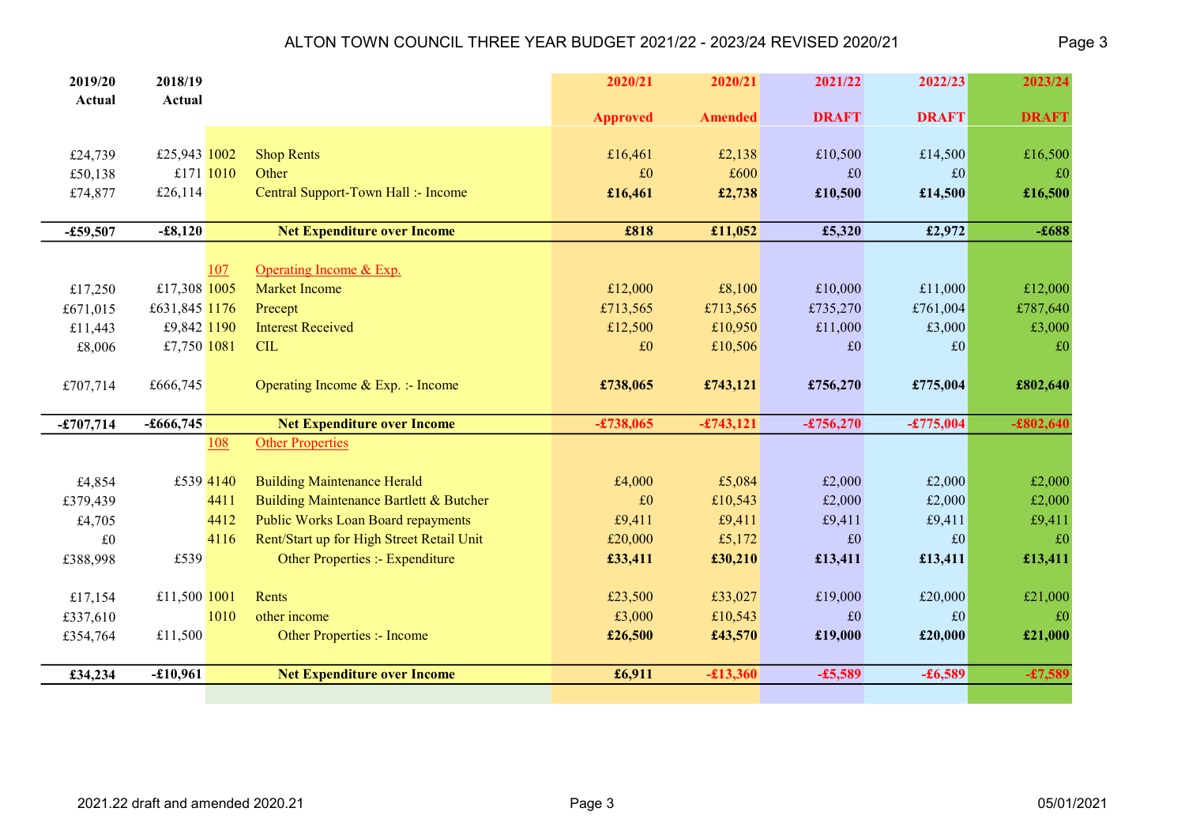# ALTON TOWN COUNCIL THREE YEAR BUDGET 2021/22 - 2023/24 REVISED 2020/21

| 2019/20 Actual | 2018/19 Actual | | | 2020/21 Approved | 2020/21 Amended | 2021/22 DRAFT | 2022/23 DRAFT | 2023/24 DRAFT |
|---|---|---|---|---|---|---|---|---|
| £24,739 | £25,943 | 1002 | Shop Rents | £16,461 | £2,138 | £10,500 | £14,500 | £16,500 |
| £50,138 | £171 | 1010 | Other | £0 | £600 | £0 | £0 | £0 |
| £74,877 | £26,114 | | Central Support-Town Hall :- Income | **£16,461** | **£2,738** | **£10,500** | **£14,500** | **£16,500** |
| **-£59,507** | **-£8,120** | | **Net Expenditure over Income** | **£818** | **£11,052** | **£5,320** | **£2,972** | **-£688** |
| | | 107 | Operating Income & Exp. | | | | | |
| £17,250 | £17,308 | 1005 | Market Income | £12,000 | £8,100 | £10,000 | £11,000 | £12,000 |
| £671,015 | £631,845 | 1176 | Precept | £713,565 | £713,565 | £735,270 | £761,004 | £787,640 |
| £11,443 | £9,842 | 1190 | Interest Received | £12,500 | £10,950 | £11,000 | £3,000 | £3,000 |
| £8,006 | £7,750 | 1081 | CIL | £0 | £10,506 | £0 | £0 | £0 |
| £707,714 | £666,745 | | Operating Income & Exp. :- Income | **£738,065** | **£743,121** | **£756,270** | **£775,004** | **£802,640** |
| **-£707,714** | **-£666,745** | | **Net Expenditure over Income** | **-£738,065** | **-£743,121** | **-£756,270** | **-£775,004** | **-£802,640** |
| | | 108 | Other Properties | | | | | |
| £4,854 | £539 | 4140 | Building Maintenance Herald | £4,000 | £5,084 | £2,000 | £2,000 | £2,000 |
| £379,439 | | 4411 | Building Maintenance Bartlett & Butcher | £0 | £10,543 | £2,000 | £2,000 | £2,000 |
| £4,705 | | 4412 | Public Works Loan Board repayments | £9,411 | £9,411 | £9,411 | £9,411 | £9,411 |
| £0 | | 4116 | Rent/Start up for High Street Retail Unit | £20,000 | £5,172 | £0 | £0 | £0 |
| £388,998 | £539 | | Other Properties :- Expenditure | **£33,411** | **£30,210** | **£13,411** | **£13,411** | **£13,411** |
| £17,154 | £11,500 | 1001 | Rents | £23,500 | £33,027 | £19,000 | £20,000 | £21,000 |
| £337,610 | | 1010 | other income | £3,000 | £10,543 | £0 | £0 | £0 |
| £354,764 | £11,500 | | Other Properties :- Income | **£26,500** | **£43,570** | **£19,000** | **£20,000** | **£21,000** |
| **£34,234** | **-£10,961** | | **Net Expenditure over Income** | **£6,911** | **-£13,360** | **-£5,589** | **-£6,589** | **-£7,589** |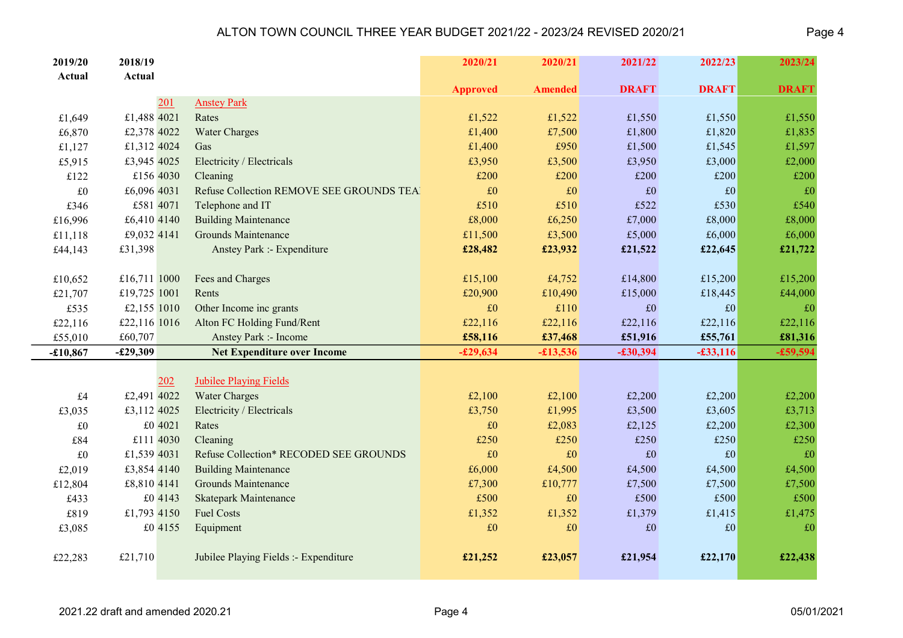# ALTON TOWN COUNCIL THREE YEAR BUDGET 2021/22 - 2023/24 REVISED 2020/21

| 2019/20 Actual | 2018/19 Actual | | | 2020/21 Approved | 2020/21 Amended | 2021/22 DRAFT | 2022/23 DRAFT | 2023/24 DRAFT |
|---|---|---|---|---|---|---|---|---|
| | | 201 | Anstey Park | | | | | |
| £1,649 | £1,488 | 4021 | Rates | £1,522 | £1,522 | £1,550 | £1,550 | £1,550 |
| £6,870 | £2,378 | 4022 | Water Charges | £1,400 | £7,500 | £1,800 | £1,820 | £1,835 |
| £1,127 | £1,312 | 4024 | Gas | £1,400 | £950 | £1,500 | £1,545 | £1,597 |
| £5,915 | £3,945 | 4025 | Electricity / Electricals | £3,950 | £3,500 | £3,950 | £3,000 | £2,000 |
| £122 | £156 | 4030 | Cleaning | £200 | £200 | £200 | £200 | £200 |
| £0 | £6,096 | 4031 | Refuse Collection REMOVE SEE GROUNDS TEA | £0 | £0 | £0 | £0 | £0 |
| £346 | £581 | 4071 | Telephone and IT | £510 | £510 | £522 | £530 | £540 |
| £16,996 | £6,410 | 4140 | Building Maintenance | £8,000 | £6,250 | £7,000 | £8,000 | £8,000 |
| £11,118 | £9,032 | 4141 | Grounds Maintenance | £11,500 | £3,500 | £5,000 | £6,000 | £6,000 |
| £44,143 | £31,398 | | Anstey Park :- Expenditure | **£28,482** | **£23,932** | **£21,522** | **£22,645** | **£21,722** |
| | | | | | | | | |
| £10,652 | £16,711 | 1000 | Fees and Charges | £15,100 | £4,752 | £14,800 | £15,200 | £15,200 |
| £21,707 | £19,725 | 1001 | Rents | £20,900 | £10,490 | £15,000 | £18,445 | £44,000 |
| £535 | £2,155 | 1010 | Other Income inc grants | £0 | £110 | £0 | £0 | £0 |
| £22,116 | £22,116 | 1016 | Alton FC Holding Fund/Rent | £22,116 | £22,116 | £22,116 | £22,116 | £22,116 |
| £55,010 | £60,707 | | Anstey Park :- Income | **£58,116** | **£37,468** | **£51,916** | **£55,761** | **£81,316** |
| **-£10,867** | **-£29,309** | | **Net Expenditure over Income** | **-£29,634** | **-£13,536** | **-£30,394** | **-£33,116** | **-£59,594** |
| | | | | | | | | |
| | | 202 | Jubilee Playing Fields | | | | | |
| £4 | £2,491 | 4022 | Water Charges | £2,100 | £2,100 | £2,200 | £2,200 | £2,200 |
| £3,035 | £3,112 | 4025 | Electricity / Electricals | £3,750 | £1,995 | £3,500 | £3,605 | £3,713 |
| £0 | £0 | 4021 | Rates | £0 | £2,083 | £2,125 | £2,200 | £2,300 |
| £84 | £111 | 4030 | Cleaning | £250 | £250 | £250 | £250 | £250 |
| £0 | £1,539 | 4031 | Refuse Collection* RECODED SEE GROUNDS | £0 | £0 | £0 | £0 | £0 |
| £2,019 | £3,854 | 4140 | Building Maintenance | £6,000 | £4,500 | £4,500 | £4,500 | £4,500 |
| £12,804 | £8,810 | 4141 | Grounds Maintenance | £7,300 | £10,777 | £7,500 | £7,500 | £7,500 |
| £433 | £0 | 4143 | Skatepark Maintenance | £500 | £0 | £500 | £500 | £500 |
| £819 | £1,793 | 4150 | Fuel Costs | £1,352 | £1,352 | £1,379 | £1,415 | £1,475 |
| £3,085 | £0 | 4155 | Equipment | £0 | £0 | £0 | £0 | £0 |
| | | | | | | | | |
| £22,283 | £21,710 | | Jubilee Playing Fields :- Expenditure | **£21,252** | **£23,057** | **£21,954** | **£22,170** | **£22,438** |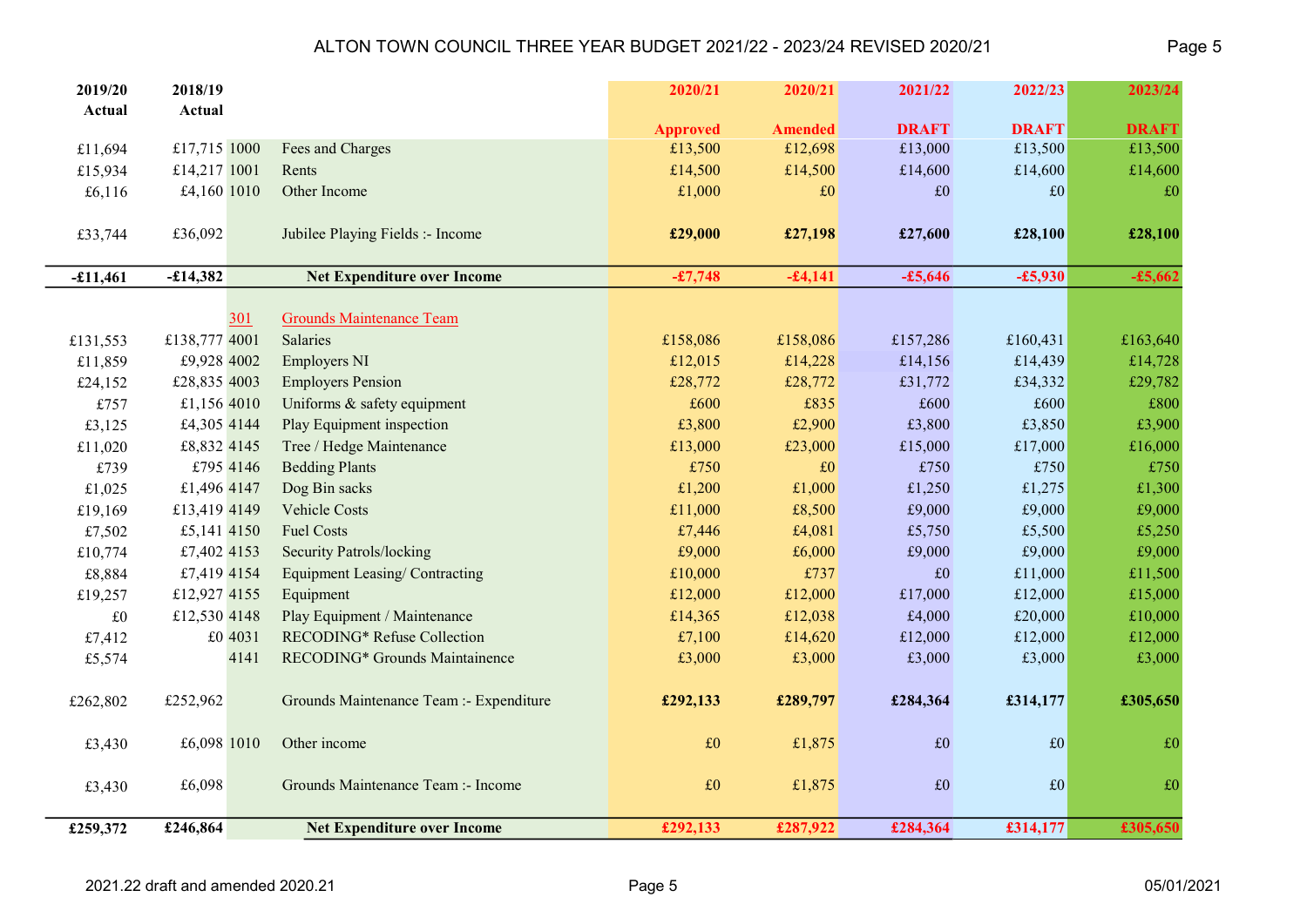# ALTON TOWN COUNCIL THREE YEAR BUDGET 2021/22 - 2023/24 REVISED 2020/21

| 2019/20 Actual | 2018/19 Actual | Code | | 2020/21 Approved | 2020/21 Amended | 2021/22 DRAFT | 2022/23 DRAFT | 2023/24 DRAFT |
|---|---|---|---|---|---|---|---|---|
| £11,694 | £17,715 | 1000 | Fees and Charges | £13,500 | £12,698 | £13,000 | £13,500 | £13,500 |
| £15,934 | £14,217 | 1001 | Rents | £14,500 | £14,500 | £14,600 | £14,600 | £14,600 |
| £6,116 | £4,160 | 1010 | Other Income | £1,000 | £0 | £0 | £0 | £0 |
| £33,744 | £36,092 | | **Jubilee Playing Fields :- Income** | **£29,000** | **£27,198** | **£27,600** | **£28,100** | **£28,100** |
| **-£11,461** | **-£14,382** | | **Net Expenditure over Income** | **-£7,748** | **-£4,141** | **-£5,646** | **-£5,930** | **-£5,662** |
| | | 301 | Grounds Maintenance Team | | | | | |
| £131,553 | £138,777 | 4001 | Salaries | £158,086 | £158,086 | £157,286 | £160,431 | £163,640 |
| £11,859 | £9,928 | 4002 | Employers NI | £12,015 | £14,228 | £14,156 | £14,439 | £14,728 |
| £24,152 | £28,835 | 4003 | Employers Pension | £28,772 | £28,772 | £31,772 | £34,332 | £29,782 |
| £757 | £1,156 | 4010 | Uniforms & safety equipment | £600 | £835 | £600 | £600 | £800 |
| £3,125 | £4,305 | 4144 | Play Equipment inspection | £3,800 | £2,900 | £3,800 | £3,850 | £3,900 |
| £11,020 | £8,832 | 4145 | Tree / Hedge Maintenance | £13,000 | £23,000 | £15,000 | £17,000 | £16,000 |
| £739 | £795 | 4146 | Bedding Plants | £750 | £0 | £750 | £750 | £750 |
| £1,025 | £1,496 | 4147 | Dog Bin sacks | £1,200 | £1,000 | £1,250 | £1,275 | £1,300 |
| £19,169 | £13,419 | 4149 | Vehicle Costs | £11,000 | £8,500 | £9,000 | £9,000 | £9,000 |
| £7,502 | £5,141 | 4150 | Fuel Costs | £7,446 | £4,081 | £5,750 | £5,500 | £5,250 |
| £10,774 | £7,402 | 4153 | Security Patrols/locking | £9,000 | £6,000 | £9,000 | £9,000 | £9,000 |
| £8,884 | £7,419 | 4154 | Equipment Leasing/ Contracting | £10,000 | £737 | £0 | £11,000 | £11,500 |
| £19,257 | £12,927 | 4155 | Equipment | £12,000 | £12,000 | £17,000 | £12,000 | £15,000 |
| £0 | £12,530 | 4148 | Play Equipment / Maintenance | £14,365 | £12,038 | £4,000 | £20,000 | £10,000 |
| £7,412 | £0 | 4031 | RECODING* Refuse Collection | £7,100 | £14,620 | £12,000 | £12,000 | £12,000 |
| £5,574 | | 4141 | RECODING* Grounds Maintainence | £3,000 | £3,000 | £3,000 | £3,000 | £3,000 |
| £262,802 | £252,962 | | Grounds Maintenance Team :- Expenditure | **£292,133** | **£289,797** | **£284,364** | **£314,177** | **£305,650** |
| £3,430 | £6,098 | 1010 | Other income | £0 | £1,875 | £0 | £0 | £0 |
| £3,430 | £6,098 | | Grounds Maintenance Team :- Income | £0 | £1,875 | £0 | £0 | £0 |
| **£259,372** | **£246,864** | | **Net Expenditure over Income** | **£292,133** | **£287,922** | **£284,364** | **£314,177** | **£305,650** |

2021.22 draft and amended 2020.21 — 05/01/2021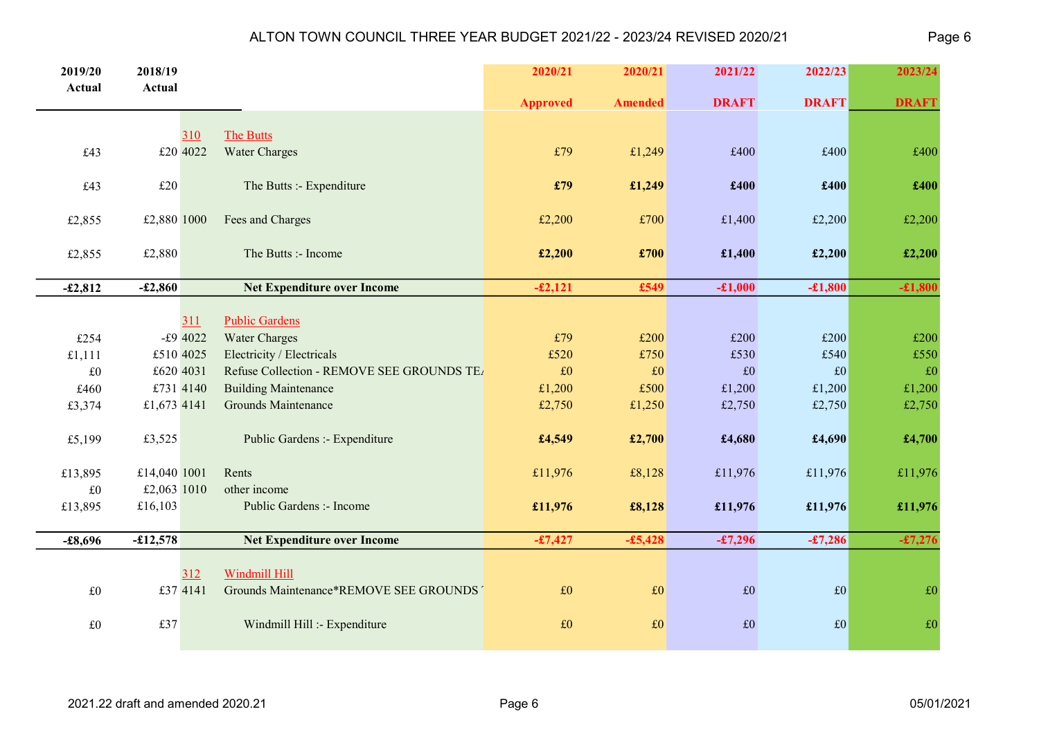# ALTON TOWN COUNCIL THREE YEAR BUDGET 2021/22 - 2023/24 REVISED 2020/21

| 2019/20 Actual | 2018/19 Actual | | | 2020/21 Approved | 2020/21 Amended | 2021/22 DRAFT | 2022/23 DRAFT | 2023/24 DRAFT |
|---|---|---|---|---|---|---|---|---|
| | | 310 | The Butts | | | | | |
| £43 | £20 | 4022 | Water Charges | £79 | £1,249 | £400 | £400 | £400 |
| £43 | £20 | | The Butts :- Expenditure | **£79** | **£1,249** | **£400** | **£400** | **£400** |
| £2,855 | £2,880 | 1000 | Fees and Charges | £2,200 | £700 | £1,400 | £2,200 | £2,200 |
| £2,855 | £2,880 | | The Butts :- Income | **£2,200** | **£700** | **£1,400** | **£2,200** | **£2,200** |
| **-£2,812** | **-£2,860** | | **Net Expenditure over Income** | **-£2,121** | **£549** | **-£1,000** | **-£1,800** | **-£1,800** |
| | | 311 | Public Gardens | | | | | |
| £254 | -£9 | 4022 | Water Charges | £79 | £200 | £200 | £200 | £200 |
| £1,111 | £510 | 4025 | Electricity / Electricals | £520 | £750 | £530 | £540 | £550 |
| £0 | £620 | 4031 | Refuse Collection - REMOVE SEE GROUNDS TE | £0 | £0 | £0 | £0 | £0 |
| £460 | £731 | 4140 | Building Maintenance | £1,200 | £500 | £1,200 | £1,200 | £1,200 |
| £3,374 | £1,673 | 4141 | Grounds Maintenance | £2,750 | £1,250 | £2,750 | £2,750 | £2,750 |
| £5,199 | £3,525 | | Public Gardens :- Expenditure | **£4,549** | **£2,700** | **£4,680** | **£4,690** | **£4,700** |
| £13,895 | £14,040 | 1001 | Rents | £11,976 | £8,128 | £11,976 | £11,976 | £11,976 |
| £0 | £2,063 | 1010 | other income | | | | | |
| £13,895 | £16,103 | | Public Gardens :- Income | **£11,976** | **£8,128** | **£11,976** | **£11,976** | **£11,976** |
| **-£8,696** | **-£12,578** | | **Net Expenditure over Income** | **-£7,427** | **-£5,428** | **-£7,296** | **-£7,286** | **-£7,276** |
| | | 312 | Windmill Hill | | | | | |
| £0 | £37 | 4141 | Grounds Maintenance*REMOVE SEE GROUNDS | £0 | £0 | £0 | £0 | £0 |
| £0 | £37 | | Windmill Hill :- Expenditure | £0 | £0 | £0 | £0 | £0 |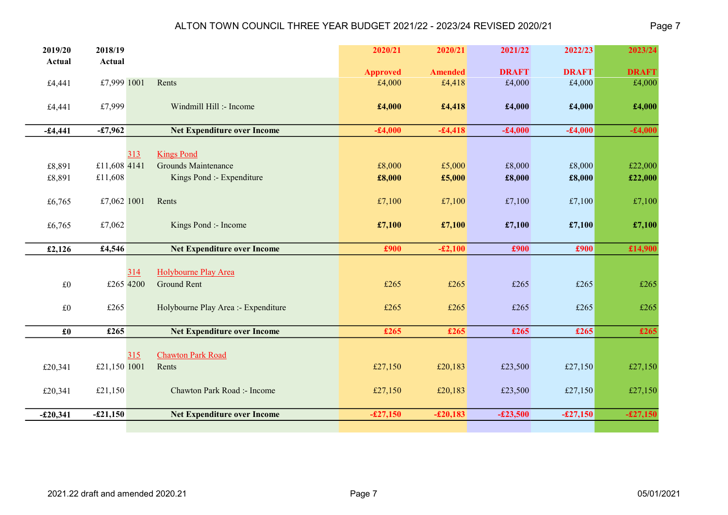# ALTON TOWN COUNCIL THREE YEAR BUDGET 2021/22 - 2023/24 REVISED 2020/21

| 2019/20 Actual | 2018/19 Actual | | | 2020/21 Approved | 2020/21 Amended | 2021/22 DRAFT | 2022/23 DRAFT | 2023/24 DRAFT |
|---|---|---|---|---|---|---|---|---|
| £4,441 | £7,999 | 1001 | Rents | £4,000 | £4,418 | £4,000 | £4,000 | £4,000 |
| £4,441 | £7,999 | | Windmill Hill :- Income | **£4,000** | **£4,418** | **£4,000** | **£4,000** | **£4,000** |
| **-£4,441** | **-£7,962** | | **Net Expenditure over Income** | **-£4,000** | **-£4,418** | **-£4,000** | **-£4,000** | **-£4,000** |
| | | 313 | Kings Pond | | | | | |
| £8,891 | £11,608 | 4141 | Grounds Maintenance | £8,000 | £5,000 | £8,000 | £8,000 | £22,000 |
| £8,891 | £11,608 | | Kings Pond :- Expenditure | **£8,000** | **£5,000** | **£8,000** | **£8,000** | **£22,000** |
| £6,765 | £7,062 | 1001 | Rents | £7,100 | £7,100 | £7,100 | £7,100 | £7,100 |
| £6,765 | £7,062 | | Kings Pond :- Income | **£7,100** | **£7,100** | **£7,100** | **£7,100** | **£7,100** |
| **£2,126** | **£4,546** | | **Net Expenditure over Income** | **£900** | **-£2,100** | **£900** | **£900** | **£14,900** |
| | | 314 | Holybourne Play Area | | | | | |
| £0 | £265 | 4200 | Ground Rent | £265 | £265 | £265 | £265 | £265 |
| £0 | £265 | | Holybourne Play Area :- Expenditure | £265 | £265 | £265 | £265 | £265 |
| **£0** | **£265** | | **Net Expenditure over Income** | **£265** | **£265** | **£265** | **£265** | **£265** |
| | | 315 | Chawton Park Road | | | | | |
| £20,341 | £21,150 | 1001 | Rents | £27,150 | £20,183 | £23,500 | £27,150 | £27,150 |
| £20,341 | £21,150 | | Chawton Park Road :- Income | £27,150 | £20,183 | £23,500 | £27,150 | £27,150 |
| **-£20,341** | **-£21,150** | | **Net Expenditure over Income** | **-£27,150** | **-£20,183** | **-£23,500** | **-£27,150** | **-£27,150** |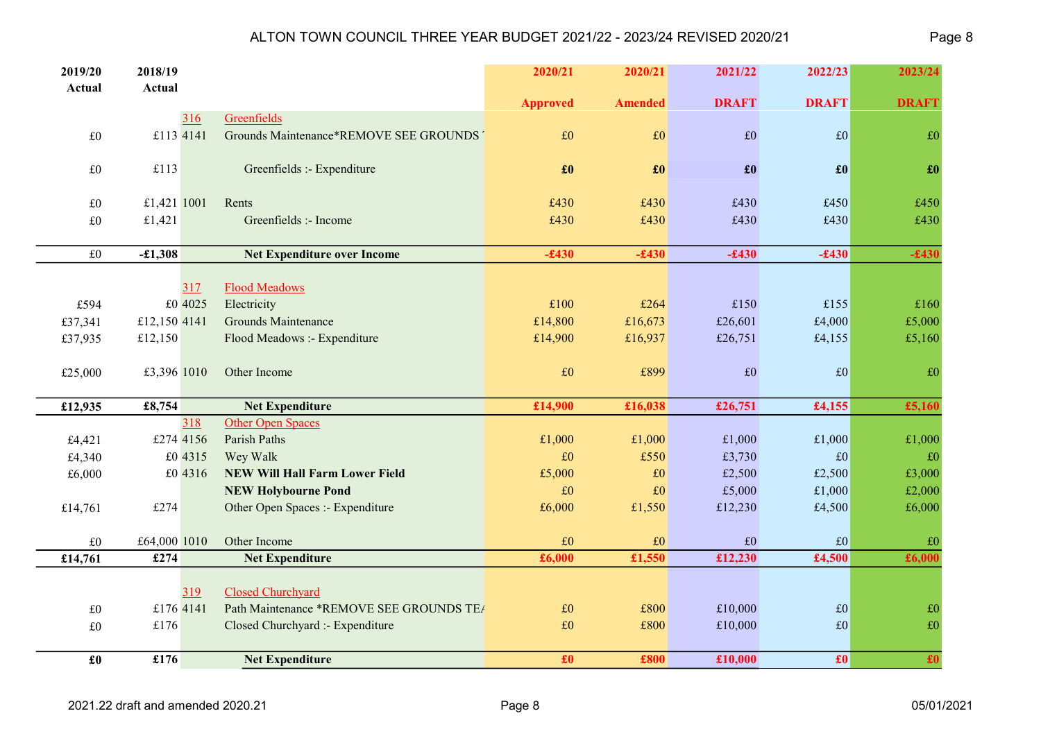# ALTON TOWN COUNCIL THREE YEAR BUDGET 2021/22 - 2023/24 REVISED 2020/21

| 2019/20 Actual | 2018/19 Actual | Code | Description | 2020/21 Approved | 2020/21 Amended | 2021/22 DRAFT | 2022/23 DRAFT | 2023/24 DRAFT |
|---|---|---|---|---|---|---|---|---|
| | | 316 | Greenfields | | | | | |
| £0 | £113 | 4141 | Grounds Maintenance*REMOVE SEE GROUNDS T | £0 | £0 | £0 | £0 | £0 |
| £0 | £113 | | Greenfields :- Expenditure | **£0** | **£0** | **£0** | **£0** | **£0** |
| £0 | £1,421 | 1001 | Rents | £430 | £430 | £430 | £450 | £450 |
| £0 | £1,421 | | Greenfields :- Income | £430 | £430 | £430 | £430 | £430 |
| £0 | **-£1,308** | | **Net Expenditure over Income** | **-£430** | **-£430** | **-£430** | **-£430** | **-£430** |
| | | 317 | Flood Meadows | | | | | |
| £594 | £0 | 4025 | Electricity | £100 | £264 | £150 | £155 | £160 |
| £37,341 | £12,150 | 4141 | Grounds Maintenance | £14,800 | £16,673 | £26,601 | £4,000 | £5,000 |
| £37,935 | £12,150 | | Flood Meadows :- Expenditure | £14,900 | £16,937 | £26,751 | £4,155 | £5,160 |
| £25,000 | £3,396 | 1010 | Other Income | £0 | £899 | £0 | £0 | £0 |
| **£12,935** | **£8,754** | | **Net Expenditure** | **£14,900** | **£16,038** | **£26,751** | **£4,155** | **£5,160** |
| | | 318 | Other Open Spaces | | | | | |
| £4,421 | £274 | 4156 | Parish Paths | £1,000 | £1,000 | £1,000 | £1,000 | £1,000 |
| £4,340 | £0 | 4315 | Wey Walk | £0 | £550 | £3,730 | £0 | £0 |
| £6,000 | £0 | 4316 | **NEW Will Hall Farm Lower Field** | £5,000 | £0 | £2,500 | £2,500 | £3,000 |
| | | | **NEW Holybourne Pond** | £0 | £0 | £5,000 | £1,000 | £2,000 |
| £14,761 | £274 | | Other Open Spaces :- Expenditure | £6,000 | £1,550 | £12,230 | £4,500 | £6,000 |
| £0 | £64,000 | 1010 | Other Income | £0 | £0 | £0 | £0 | £0 |
| **£14,761** | **£274** | | **Net Expenditure** | **£6,000** | **£1,550** | **£12,230** | **£4,500** | **£6,000** |
| | | 319 | Closed Churchyard | | | | | |
| £0 | £176 | 4141 | Path Maintenance *REMOVE SEE GROUNDS TEA | £0 | £800 | £10,000 | £0 | £0 |
| £0 | £176 | | Closed Churchyard :- Expenditure | £0 | £800 | £10,000 | £0 | £0 |
| **£0** | **£176** | | **Net Expenditure** | **£0** | **£800** | **£10,000** | **£0** | **£0** |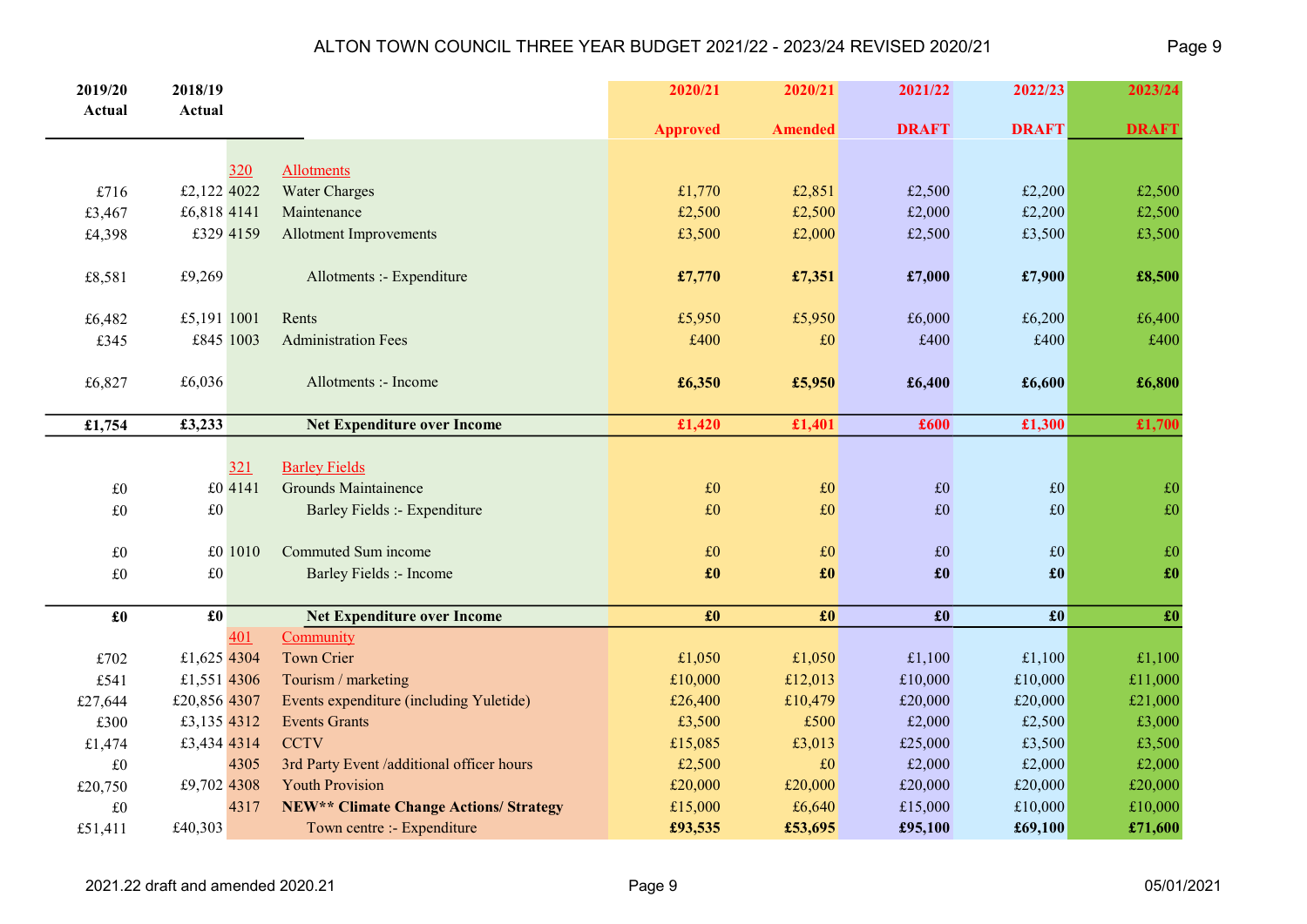# ALTON TOWN COUNCIL THREE YEAR BUDGET 2021/22 - 2023/24 REVISED 2020/21

| 2019/20 Actual | 2018/19 Actual | | | 2020/21 Approved | 2020/21 Amended | 2021/22 DRAFT | 2022/23 DRAFT | 2023/24 DRAFT |
|---|---|---|---|---|---|---|---|---|
| | | 320 | Allotments | | | | | |
| £716 | £2,122 | 4022 | Water Charges | £1,770 | £2,851 | £2,500 | £2,200 | £2,500 |
| £3,467 | £6,818 | 4141 | Maintenance | £2,500 | £2,500 | £2,000 | £2,200 | £2,500 |
| £4,398 | £329 | 4159 | Allotment Improvements | £3,500 | £2,000 | £2,500 | £3,500 | £3,500 |
| £8,581 | £9,269 | | Allotments :- Expenditure | **£7,770** | **£7,351** | **£7,000** | **£7,900** | **£8,500** |
| £6,482 | £5,191 | 1001 | Rents | £5,950 | £5,950 | £6,000 | £6,200 | £6,400 |
| £345 | £845 | 1003 | Administration Fees | £400 | £0 | £400 | £400 | £400 |
| £6,827 | £6,036 | | Allotments :- Income | **£6,350** | **£5,950** | **£6,400** | **£6,600** | **£6,800** |
| **£1,754** | **£3,233** | | **Net Expenditure over Income** | **£1,420** | **£1,401** | **£600** | **£1,300** | **£1,700** |
| | | 321 | Barley Fields | | | | | |
| £0 | £0 | 4141 | Grounds Maintainence | £0 | £0 | £0 | £0 | £0 |
| £0 | £0 | | Barley Fields :- Expenditure | £0 | £0 | £0 | £0 | £0 |
| £0 | £0 | 1010 | Commuted Sum income | £0 | £0 | £0 | £0 | £0 |
| £0 | £0 | | Barley Fields :- Income | **£0** | **£0** | **£0** | **£0** | **£0** |
| **£0** | **£0** | | **Net Expenditure over Income** | **£0** | **£0** | **£0** | **£0** | **£0** |
| | | 401 | Community | | | | | |
| £702 | £1,625 | 4304 | Town Crier | £1,050 | £1,050 | £1,100 | £1,100 | £1,100 |
| £541 | £1,551 | 4306 | Tourism / marketing | £10,000 | £12,013 | £10,000 | £10,000 | £11,000 |
| £27,644 | £20,856 | 4307 | Events expenditure (including Yuletide) | £26,400 | £10,479 | £20,000 | £20,000 | £21,000 |
| £300 | £3,135 | 4312 | Events Grants | £3,500 | £500 | £2,000 | £2,500 | £3,000 |
| £1,474 | £3,434 | 4314 | CCTV | £15,085 | £3,013 | £25,000 | £3,500 | £3,500 |
| £0 | | 4305 | 3rd Party Event /additional officer hours | £2,500 | £0 | £2,000 | £2,000 | £2,000 |
| £20,750 | £9,702 | 4308 | Youth Provision | £20,000 | £20,000 | £20,000 | £20,000 | £20,000 |
| £0 | | 4317 | **NEW** Climate Change Actions/ Strategy** | £15,000 | £6,640 | £15,000 | £10,000 | £10,000 |
| £51,411 | £40,303 | | Town centre :- Expenditure | **£93,535** | **£53,695** | **£95,100** | **£69,100** | **£71,600** |

2021.22 draft and amended 2020.21 — 05/01/2021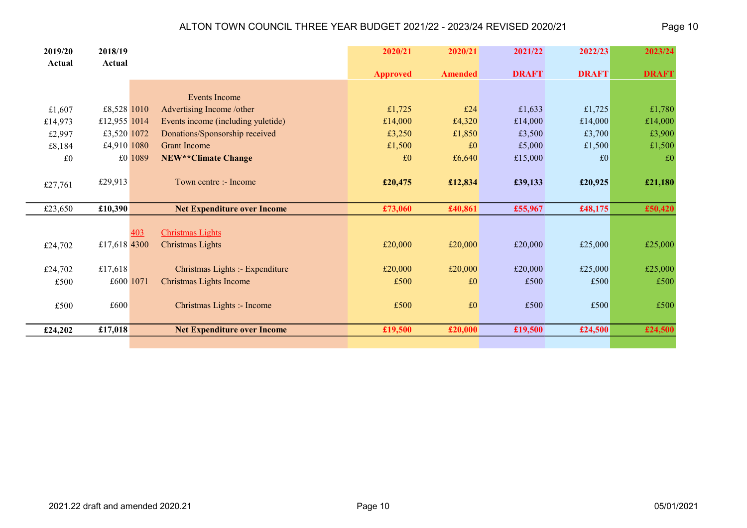| 2019/20 Actual | 2018/19 Actual | | | 2020/21 Approved | 2020/21 Amended | 2021/22 DRAFT | 2022/23 DRAFT | 2023/24 DRAFT |
|---|---|---|---|---|---|---|---|---|
| | | | Events Income | | | | | |
| £1,607 | £8,528 | 1010 | Advertising Income /other | £1,725 | £24 | £1,633 | £1,725 | £1,780 |
| £14,973 | £12,955 | 1014 | Events income (including yuletide) | £14,000 | £4,320 | £14,000 | £14,000 | £14,000 |
| £2,997 | £3,520 | 1072 | Donations/Sponsorship received | £3,250 | £1,850 | £3,500 | £3,700 | £3,900 |
| £8,184 | £4,910 | 1080 | Grant Income | £1,500 | £0 | £5,000 | £1,500 | £1,500 |
| £0 | £0 | 1089 | **NEW**Climate Change** | £0 | £6,640 | £15,000 | £0 | £0 |
| £27,761 | £29,913 | | Town centre :- Income | **£20,475** | **£12,834** | **£39,133** | **£20,925** | **£21,180** |
| £23,650 | **£10,390** | | **Net Expenditure over Income** | **£73,060** | **£40,861** | **£55,967** | **£48,175** | **£50,420** |
| | | 403 | Christmas Lights | | | | | |
| £24,702 | £17,618 | 4300 | Christmas Lights | £20,000 | £20,000 | £20,000 | £25,000 | £25,000 |
| £24,702 | £17,618 | | Christmas Lights :- Expenditure | £20,000 | £20,000 | £20,000 | £25,000 | £25,000 |
| £500 | £600 | 1071 | Christmas Lights Income | £500 | £0 | £500 | £500 | £500 |
| £500 | £600 | | Christmas Lights :- Income | £500 | £0 | £500 | £500 | £500 |
| **£24,202** | **£17,018** | | **Net Expenditure over Income** | **£19,500** | **£20,000** | **£19,500** | **£24,500** | **£24,500** |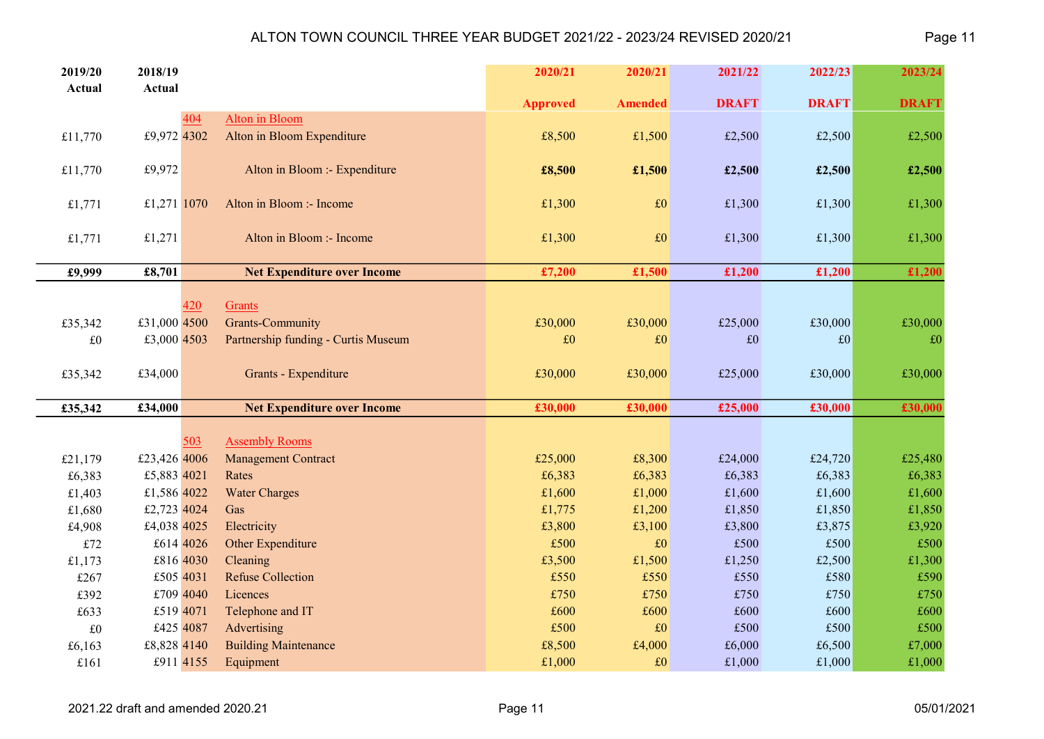# ALTON TOWN COUNCIL THREE YEAR BUDGET 2021/22 - 2023/24 REVISED 2020/21

| 2019/20 Actual | 2018/19 Actual | | | 2020/21 Approved | 2020/21 Amended | 2021/22 DRAFT | 2022/23 DRAFT | 2023/24 DRAFT |
|---|---|---|---|---|---|---|---|---|
| | | 404 | Alton in Bloom | | | | | |
| £11,770 | £9,972 | 4302 | Alton in Bloom Expenditure | £8,500 | £1,500 | £2,500 | £2,500 | £2,500 |
| £11,770 | £9,972 | | Alton in Bloom :- Expenditure | **£8,500** | **£1,500** | **£2,500** | **£2,500** | **£2,500** |
| £1,771 | £1,271 | 1070 | Alton in Bloom :- Income | £1,300 | £0 | £1,300 | £1,300 | £1,300 |
| £1,771 | £1,271 | | Alton in Bloom :- Income | £1,300 | £0 | £1,300 | £1,300 | £1,300 |
| **£9,999** | **£8,701** | | **Net Expenditure over Income** | **£7,200** | **£1,500** | **£1,200** | **£1,200** | **£1,200** |
| | | 420 | Grants | | | | | |
| £35,342 | £31,000 | 4500 | Grants-Community | £30,000 | £30,000 | £25,000 | £30,000 | £30,000 |
| £0 | £3,000 | 4503 | Partnership funding - Curtis Museum | £0 | £0 | £0 | £0 | £0 |
| £35,342 | £34,000 | | Grants - Expenditure | £30,000 | £30,000 | £25,000 | £30,000 | £30,000 |
| **£35,342** | **£34,000** | | **Net Expenditure over Income** | **£30,000** | **£30,000** | **£25,000** | **£30,000** | **£30,000** |
| | | 503 | Assembly Rooms | | | | | |
| £21,179 | £23,426 | 4006 | Management Contract | £25,000 | £8,300 | £24,000 | £24,720 | £25,480 |
| £6,383 | £5,883 | 4021 | Rates | £6,383 | £6,383 | £6,383 | £6,383 | £6,383 |
| £1,403 | £1,586 | 4022 | Water Charges | £1,600 | £1,000 | £1,600 | £1,600 | £1,600 |
| £1,680 | £2,723 | 4024 | Gas | £1,775 | £1,200 | £1,850 | £1,850 | £1,850 |
| £4,908 | £4,038 | 4025 | Electricity | £3,800 | £3,100 | £3,800 | £3,875 | £3,920 |
| £72 | £614 | 4026 | Other Expenditure | £500 | £0 | £500 | £500 | £500 |
| £1,173 | £816 | 4030 | Cleaning | £3,500 | £1,500 | £1,250 | £2,500 | £1,300 |
| £267 | £505 | 4031 | Refuse Collection | £550 | £550 | £550 | £580 | £590 |
| £392 | £709 | 4040 | Licences | £750 | £750 | £750 | £750 | £750 |
| £633 | £519 | 4071 | Telephone and IT | £600 | £600 | £600 | £600 | £600 |
| £0 | £425 | 4087 | Advertising | £500 | £0 | £500 | £500 | £500 |
| £6,163 | £8,828 | 4140 | Building Maintenance | £8,500 | £4,000 | £6,000 | £6,500 | £7,000 |
| £161 | £911 | 4155 | Equipment | £1,000 | £0 | £1,000 | £1,000 | £1,000 |

2021.22 draft and amended 2020.21 — 05/01/2021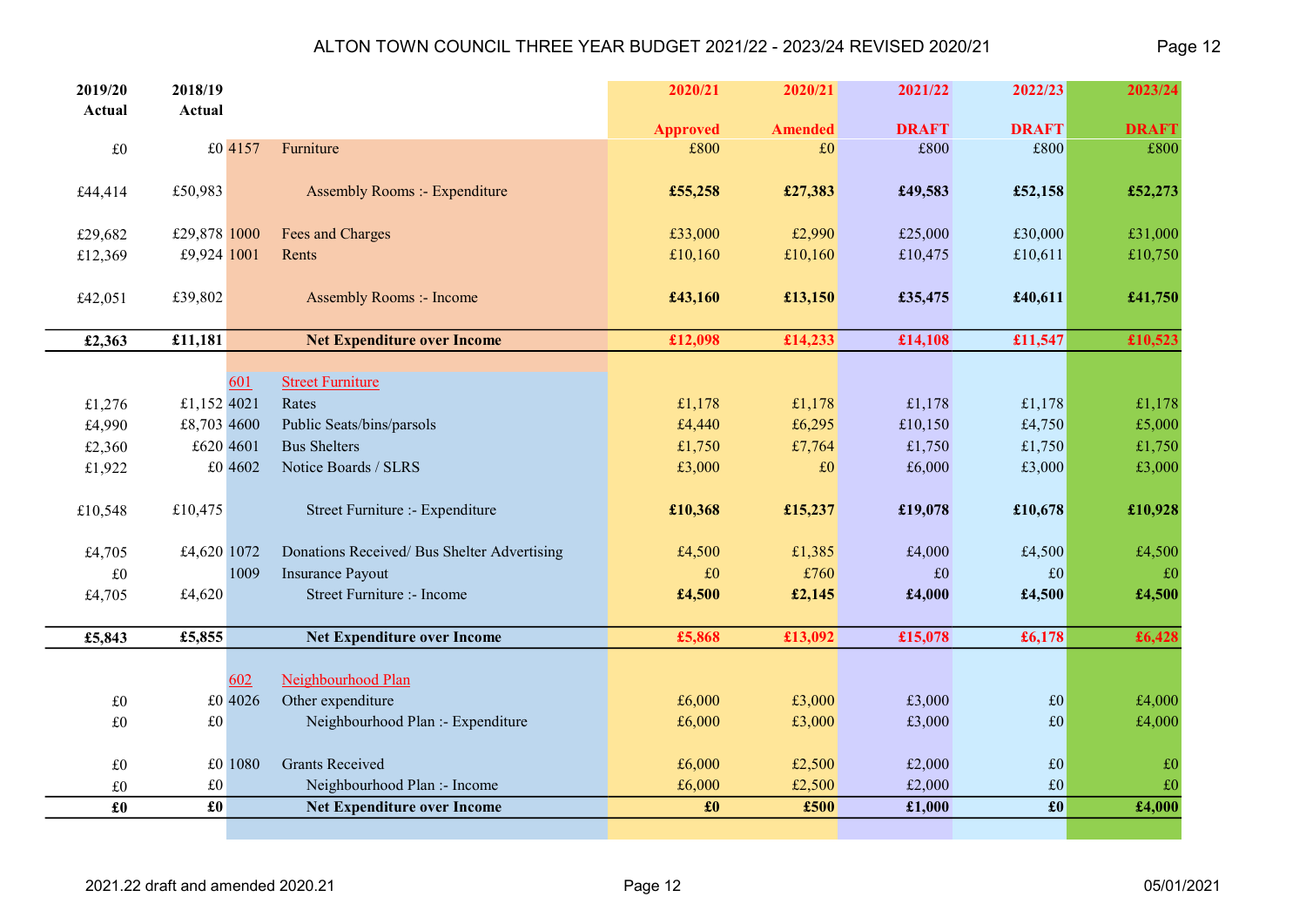# ALTON TOWN COUNCIL THREE YEAR BUDGET 2021/22 - 2023/24 REVISED 2020/21

| 2019/20 Actual | 2018/19 Actual | Code | Description | 2020/21 Approved | 2020/21 Amended | 2021/22 DRAFT | 2022/23 DRAFT | 2023/24 DRAFT |
|---|---|---|---|---|---|---|---|---|
| £0 | £0 | 4157 | Furniture | £800 | £0 | £800 | £800 | £800 |
| £44,414 | £50,983 | | Assembly Rooms :- Expenditure | **£55,258** | **£27,383** | **£49,583** | **£52,158** | **£52,273** |
| £29,682 | £29,878 | 1000 | Fees and Charges | £33,000 | £2,990 | £25,000 | £30,000 | £31,000 |
| £12,369 | £9,924 | 1001 | Rents | £10,160 | £10,160 | £10,475 | £10,611 | £10,750 |
| £42,051 | £39,802 | | Assembly Rooms :- Income | **£43,160** | **£13,150** | **£35,475** | **£40,611** | **£41,750** |
| **£2,363** | **£11,181** | | **Net Expenditure over Income** | **£12,098** | **£14,233** | **£14,108** | **£11,547** | **£10,523** |
| | | 601 | Street Furniture | | | | | |
| £1,276 | £1,152 | 4021 | Rates | £1,178 | £1,178 | £1,178 | £1,178 | £1,178 |
| £4,990 | £8,703 | 4600 | Public Seats/bins/parsols | £4,440 | £6,295 | £10,150 | £4,750 | £5,000 |
| £2,360 | £620 | 4601 | Bus Shelters | £1,750 | £7,764 | £1,750 | £1,750 | £1,750 |
| £1,922 | £0 | 4602 | Notice Boards / SLRS | £3,000 | £0 | £6,000 | £3,000 | £3,000 |
| £10,548 | £10,475 | | Street Furniture :- Expenditure | **£10,368** | **£15,237** | **£19,078** | **£10,678** | **£10,928** |
| £4,705 | £4,620 | 1072 | Donations Received/ Bus Shelter Advertising | £4,500 | £1,385 | £4,000 | £4,500 | £4,500 |
| £0 | | 1009 | Insurance Payout | £0 | £760 | £0 | £0 | £0 |
| £4,705 | £4,620 | | Street Furniture :- Income | **£4,500** | **£2,145** | **£4,000** | **£4,500** | **£4,500** |
| **£5,843** | **£5,855** | | **Net Expenditure over Income** | **£5,868** | **£13,092** | **£15,078** | **£6,178** | **£6,428** |
| | | 602 | Neighbourhood Plan | | | | | |
| £0 | £0 | 4026 | Other expenditure | £6,000 | £3,000 | £3,000 | £0 | £4,000 |
| £0 | £0 | | Neighbourhood Plan :- Expenditure | £6,000 | £3,000 | £3,000 | £0 | £4,000 |
| £0 | £0 | 1080 | Grants Received | £6,000 | £2,500 | £2,000 | £0 | £0 |
| £0 | £0 | | Neighbourhood Plan :- Income | £6,000 | £2,500 | £2,000 | £0 | £0 |
| **£0** | **£0** | | **Net Expenditure over Income** | **£0** | **£500** | **£1,000** | **£0** | **£4,000** |

2021.22 draft and amended 2020.21 — 05/01/2021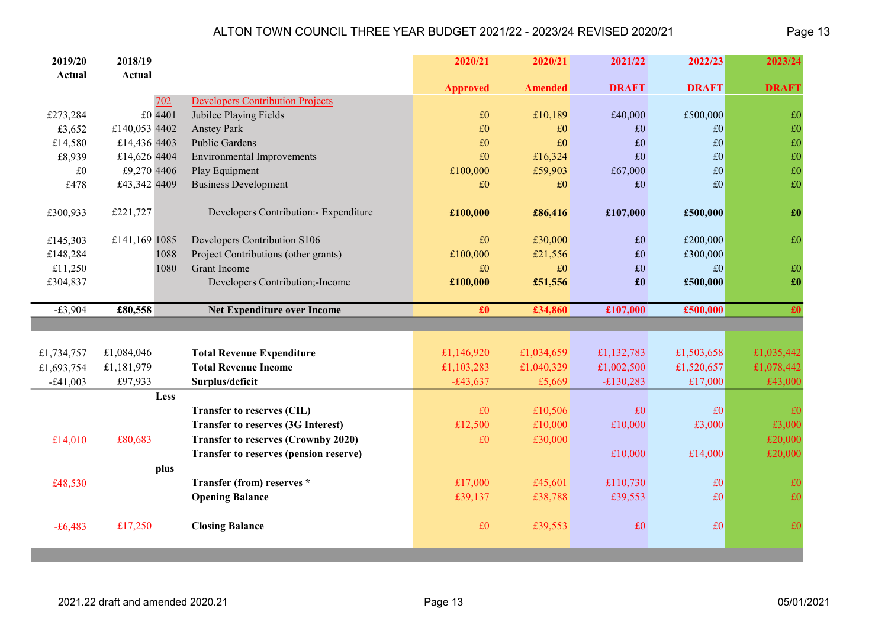# ALTON TOWN COUNCIL THREE YEAR BUDGET 2021/22 - 2023/24 REVISED 2020/21

| 2019/20 Actual | 2018/19 Actual | | | 2020/21 Approved | 2020/21 Amended | 2021/22 DRAFT | 2022/23 DRAFT | 2023/24 DRAFT |
|---|---|---|---|---|---|---|---|---|
| | | 702 | Developers Contribution Projects | | | | | |
| £273,284 | £0 | 4401 | Jubilee Playing Fields | £0 | £10,189 | £40,000 | £500,000 | £0 |
| £3,652 | £140,053 | 4402 | Anstey Park | £0 | £0 | £0 | £0 | £0 |
| £14,580 | £14,436 | 4403 | Public Gardens | £0 | £0 | £0 | £0 | £0 |
| £8,939 | £14,626 | 4404 | Environmental Improvements | £0 | £16,324 | £0 | £0 | £0 |
| £0 | £9,270 | 4406 | Play Equipment | £100,000 | £59,903 | £67,000 | £0 | £0 |
| £478 | £43,342 | 4409 | Business Development | £0 | £0 | £0 | £0 | £0 |
| £300,933 | £221,727 | | Developers Contribution:- Expenditure | **£100,000** | **£86,416** | **£107,000** | **£500,000** | **£0** |
| £145,303 | £141,169 | 1085 | Developers Contribution S106 | £0 | £30,000 | £0 | £200,000 | £0 |
| £148,284 | | 1088 | Project Contributions (other grants) | £100,000 | £21,556 | £0 | £300,000 | |
| £11,250 | | 1080 | Grant Income | £0 | £0 | £0 | £0 | £0 |
| £304,837 | | | Developers Contribution;-Income | **£100,000** | **£51,556** | **£0** | **£500,000** | **£0** |
| -£3,904 | **£80,558** | | **Net Expenditure over Income** | **£0** | **£34,860** | **£107,000** | **£500,000** | **£0** |
| £1,734,757 | £1,084,046 | | **Total Revenue Expenditure** | £1,146,920 | £1,034,659 | £1,132,783 | £1,503,658 | £1,035,442 |
| £1,693,754 | £1,181,979 | | **Total Revenue Income** | £1,103,283 | £1,040,329 | £1,002,500 | £1,520,657 | £1,078,442 |
| -£41,003 | £97,933 | | **Surplus/deficit** | -£43,637 | £5,669 | -£130,283 | £17,000 | £43,000 |
| | | **Less** | | | | | | |
| | | | **Transfer to reserves (CIL)** | £0 | £10,506 | £0 | £0 | £0 |
| | | | **Transfer to reserves (3G Interest)** | £12,500 | £10,000 | £10,000 | £3,000 | £3,000 |
| £14,010 | £80,683 | | **Transfer to reserves (Crownby 2020)** | £0 | £30,000 | | | £20,000 |
| | | | **Transfer to reserves (pension reserve)** | | | £10,000 | £14,000 | £20,000 |
| | | **plus** | | | | | | |
| £48,530 | | | **Transfer (from) reserves *** | £17,000 | £45,601 | £110,730 | £0 | £0 |
| | | | **Opening Balance** | £39,137 | £38,788 | £39,553 | £0 | £0 |
| -£6,483 | £17,250 | | **Closing Balance** | £0 | £39,553 | £0 | £0 | £0 |

2021.22 draft and amended 2020.21 — 05/01/2021